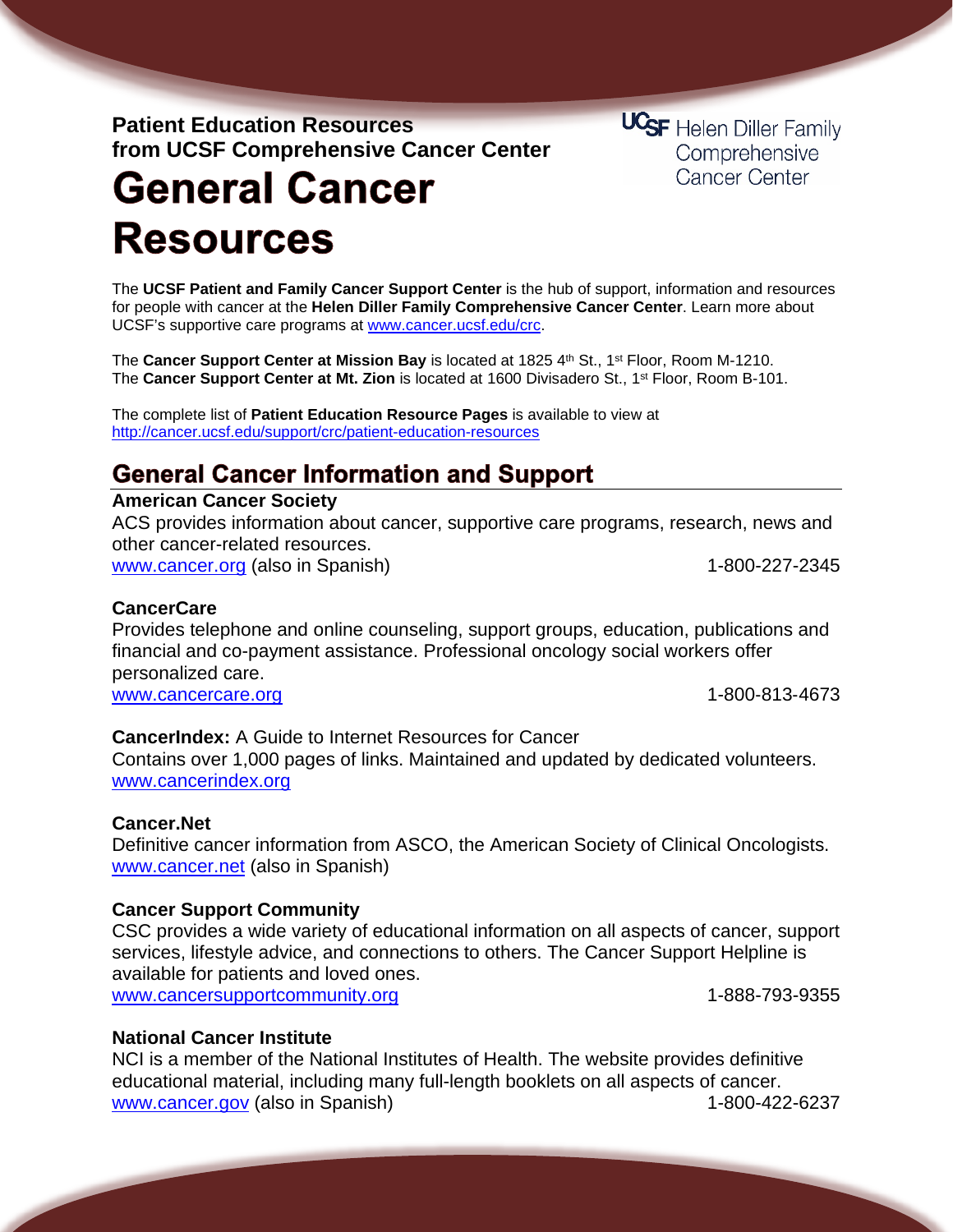**Patient Education Resources**
**from UCSF Comprehensive Cancer Center**

UCSF Helen Diller Family Comprehensive Cancer Center

# General Cancer Resources

The **UCSF Patient and Family Cancer Support Center** is the hub of support, information and resources for people with cancer at the **Helen Diller Family Comprehensive Cancer Center**. Learn more about UCSF's supportive care programs at www.cancer.ucsf.edu/crc.

The **Cancer Support Center at Mission Bay** is located at 1825 4th St., 1st Floor, Room M-1210.
The **Cancer Support Center at Mt. Zion** is located at 1600 Divisadero St., 1st Floor, Room B-101.

The complete list of **Patient Education Resource Pages** is available to view at http://cancer.ucsf.edu/support/crc/patient-education-resources

## General Cancer Information and Support

**American Cancer Society**
ACS provides information about cancer, supportive care programs, research, news and other cancer-related resources.
www.cancer.org (also in Spanish) 1-800-227-2345

**CancerCare**
Provides telephone and online counseling, support groups, education, publications and financial and co-payment assistance. Professional oncology social workers offer personalized care.
www.cancercare.org 1-800-813-4673

**CancerIndex:** A Guide to Internet Resources for Cancer
Contains over 1,000 pages of links. Maintained and updated by dedicated volunteers.
www.cancerindex.org

**Cancer.Net**
Definitive cancer information from ASCO, the American Society of Clinical Oncologists.
www.cancer.net (also in Spanish)

**Cancer Support Community**
CSC provides a wide variety of educational information on all aspects of cancer, support services, lifestyle advice, and connections to others. The Cancer Support Helpline is available for patients and loved ones.
www.cancersupportcommunity.org 1-888-793-9355

**National Cancer Institute**
NCI is a member of the National Institutes of Health. The website provides definitive educational material, including many full-length booklets on all aspects of cancer.
www.cancer.gov (also in Spanish) 1-800-422-6237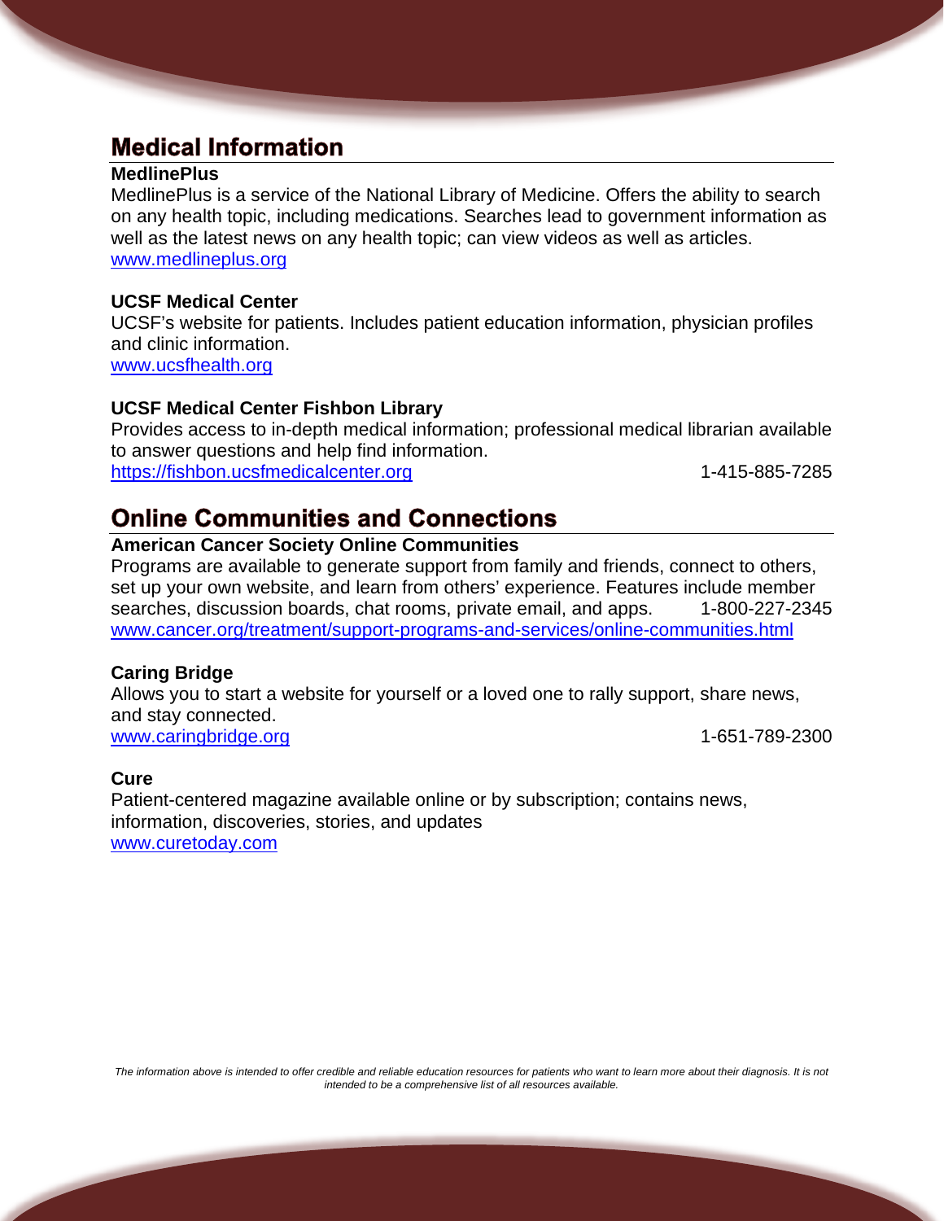## Medical Information

**MedlinePlus**
MedlinePlus is a service of the National Library of Medicine. Offers the ability to search on any health topic, including medications. Searches lead to government information as well as the latest news on any health topic; can view videos as well as articles.
www.medlineplus.org

**UCSF Medical Center**
UCSF's website for patients. Includes patient education information, physician profiles and clinic information.
www.ucsfhealth.org

**UCSF Medical Center Fishbon Library**
Provides access to in-depth medical information; professional medical librarian available to answer questions and help find information.
https://fishbon.ucsfmedicalcenter.org 1-415-885-7285

## Online Communities and Connections

**American Cancer Society Online Communities**
Programs are available to generate support from family and friends, connect to others, set up your own website, and learn from others' experience. Features include member searches, discussion boards, chat rooms, private email, and apps. 1-800-227-2345
www.cancer.org/treatment/support-programs-and-services/online-communities.html

**Caring Bridge**
Allows you to start a website for yourself or a loved one to rally support, share news, and stay connected.
www.caringbridge.org 1-651-789-2300

**Cure**
Patient-centered magazine available online or by subscription; contains news, information, discoveries, stories, and updates
www.curetoday.com

*The information above is intended to offer credible and reliable education resources for patients who want to learn more about their diagnosis. It is not intended to be a comprehensive list of all resources available.*